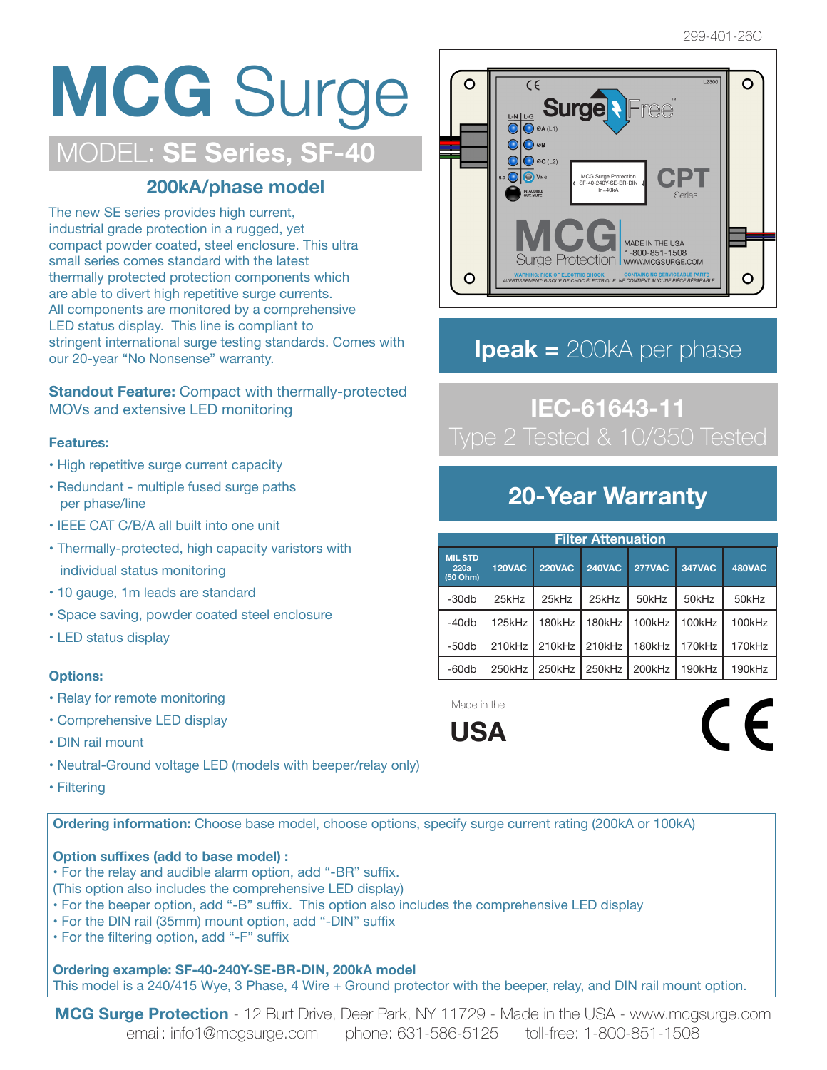299-401-26C

# MCG Surge

## MODEL: **SE Series, SF-40**

### 200kA/phase model

The new SE series provides high current, industrial grade protection in a rugged, yet compact powder coated, steel enclosure. This ultra small series comes standard with the latest thermally protected protection components which are able to divert high repetitive surge currents. All components are monitored by a comprehensive LED status display. This line is compliant to stringent international surge testing standards. Comes with our 20-year "No Nonsense" warranty.

**Standout Feature:** Compact with thermally-protected MOVs and extensive LED monitoring

**Features:**

- High repetitive surge current capacity
- Redundant - multiple fused surge paths per phase/line
- IEEE CAT C/B/A all built into one unit
- Thermally-protected, high capacity varistors with individual status monitoring
- 10 gauge, 1m leads are standard
- Space saving, powder coated steel enclosure
- LED status display

**Options:**

- Relay for remote monitoring
- Comprehensive LED display
- DIN rail mount
- Neutral-Ground voltage LED (models with beeper/relay only)
- Filtering

## **Ipeak =** 200kA per phase

## IEC-61643-11

Type 2 Tested & 10/350 Tested

## 20-Year Warranty

**Filter Attenuation**

| MIL STD 220a (50 Ohm) | 120VAC | 220VAC | 240VAC | 277VAC | 347VAC | 480VAC |
|---|---|---|---|---|---|---|
| -30db | 25kHz | 25kHz | 25kHz | 50kHz | 50kHz | 50kHz |
| -40db | 125kHz | 180kHz | 180kHz | 100kHz | 100kHz | 100kHz |
| -50db | 210kHz | 210kHz | 210kHz | 180kHz | 170kHz | 170kHz |
| -60db | 250kHz | 250kHz | 250kHz | 200kHz | 190kHz | 190kHz |

Made in the **USA**

CE

**Ordering information:** Choose base model, choose options, specify surge current rating (200kA or 100kA)

**Option suffixes (add to base model) :**

- For the relay and audible alarm option, add "-BR" suffix.
(This option also includes the comprehensive LED display)
- For the beeper option, add "-B" suffix. This option also includes the comprehensive LED display
- For the DIN rail (35mm) mount option, add "-DIN" suffix
- For the filtering option, add "-F" suffix

**Ordering example: SF-40-240Y-SE-BR-DIN, 200kA model**
This model is a 240/415 Wye, 3 Phase, 4 Wire + Ground protector with the beeper, relay, and DIN rail mount option.

**MCG Surge Protection** - 12 Burt Drive, Deer Park, NY 11729 - Made in the USA - www.mcgsurge.com
email: info1@mcgsurge.com phone: 631-586-5125 toll-free: 1-800-851-1508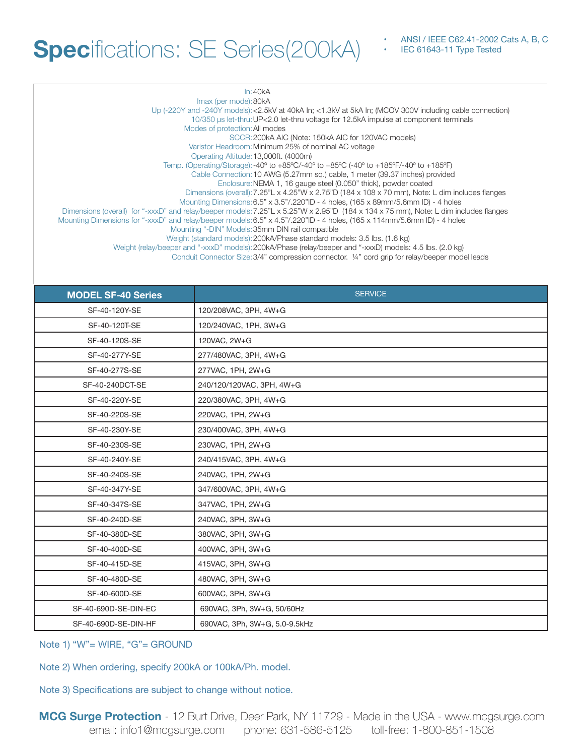# Specifications: SE Series(200kA)

- ANSI / IEEE C62.41-2002 Cats A, B, C
- IEC 61643-11 Type Tested

| | |
|---|---|
| In: | 40kA |
| Imax (per mode): | 80kA |
| Up (-220Y and -240Y models): | <2.5kV at 40kA In; <1.3kV at 5kA In; (MCOV 300V including cable connection) |
| 10/350 µs let-thru: | UP<2.0 let-thru voltage for 12.5kA impulse at component terminals |
| Modes of protection: | All modes |
| SCCR: | 200kA AIC (Note: 150kA AIC for 120VAC models) |
| Varistor Headroom: | Minimum 25% of nominal AC voltage |
| Operating Altitude: | 13,000ft. (4000m) |
| Temp. (Operating/Storage): | -40º to +85ºC/-40º to +85ºC (-40º to +185ºF/-40º to +185ºF) |
| Cable Connection: | 10 AWG (5.27mm sq.) cable, 1 meter (39.37 inches) provided |
| Enclosure: | NEMA 1, 16 gauge steel (0.050" thick), powder coated |
| Dimensions (overall): | 7.25"L x 4.25"W x 2.75"D (184 x 108 x 70 mm), Note: L dim includes flanges |
| Mounting Dimensions: | 6.5" x 3.5"/.220"ID - 4 holes, (165 x 89mm/5.6mm ID) - 4 holes |
| Dimensions (overall) for "-xxxD" and relay/beeper models: | 7.25"L x 5.25"W x 2.95"D (184 x 134 x 75 mm), Note: L dim includes flanges |
| Mounting Dimensions for "-xxxD" and relay/beeper models: | 6.5" x 4.5"/.220"ID - 4 holes, (165 x 114mm/5.6mm ID) - 4 holes |
| Mounting "-DIN" Models: | 35mm DIN rail compatible |
| Weight (standard models): | 200kA/Phase standard models: 3.5 lbs. (1.6 kg) |
| Weight (relay/beeper and "-xxxD" models): | 200kA/Phase (relay/beeper and "-xxxD) models: 4.5 lbs. (2.0 kg) |
| Conduit Connector Size: | 3/4" compression connector. ¼" cord grip for relay/beeper model leads |

| MODEL SF-40 Series | SERVICE |
|---|---|
| SF-40-120Y-SE | 120/208VAC, 3PH, 4W+G |
| SF-40-120T-SE | 120/240VAC, 1PH, 3W+G |
| SF-40-120S-SE | 120VAC, 2W+G |
| SF-40-277Y-SE | 277/480VAC, 3PH, 4W+G |
| SF-40-277S-SE | 277VAC, 1PH, 2W+G |
| SF-40-240DCT-SE | 240/120/120VAC, 3PH, 4W+G |
| SF-40-220Y-SE | 220/380VAC, 3PH, 4W+G |
| SF-40-220S-SE | 220VAC, 1PH, 2W+G |
| SF-40-230Y-SE | 230/400VAC, 3PH, 4W+G |
| SF-40-230S-SE | 230VAC, 1PH, 2W+G |
| SF-40-240Y-SE | 240/415VAC, 3PH, 4W+G |
| SF-40-240S-SE | 240VAC, 1PH, 2W+G |
| SF-40-347Y-SE | 347/600VAC, 3PH, 4W+G |
| SF-40-347S-SE | 347VAC, 1PH, 2W+G |
| SF-40-240D-SE | 240VAC, 3PH, 3W+G |
| SF-40-380D-SE | 380VAC, 3PH, 3W+G |
| SF-40-400D-SE | 400VAC, 3PH, 3W+G |
| SF-40-415D-SE | 415VAC, 3PH, 3W+G |
| SF-40-480D-SE | 480VAC, 3PH, 3W+G |
| SF-40-600D-SE | 600VAC, 3PH, 3W+G |
| SF-40-690D-SE-DIN-EC | 690VAC, 3Ph, 3W+G, 50/60Hz |
| SF-40-690D-SE-DIN-HF | 690VAC, 3Ph, 3W+G, 5.0-9.5kHz |

Note 1) "W"= WIRE, "G"= GROUND

Note 2) When ordering, specify 200kA or 100kA/Ph. model.

Note 3) Specifications are subject to change without notice.

**MCG Surge Protection** - 12 Burt Drive, Deer Park, NY 11729 - Made in the USA - www.mcgsurge.com
email: info1@mcgsurge.com phone: 631-586-5125 toll-free: 1-800-851-1508